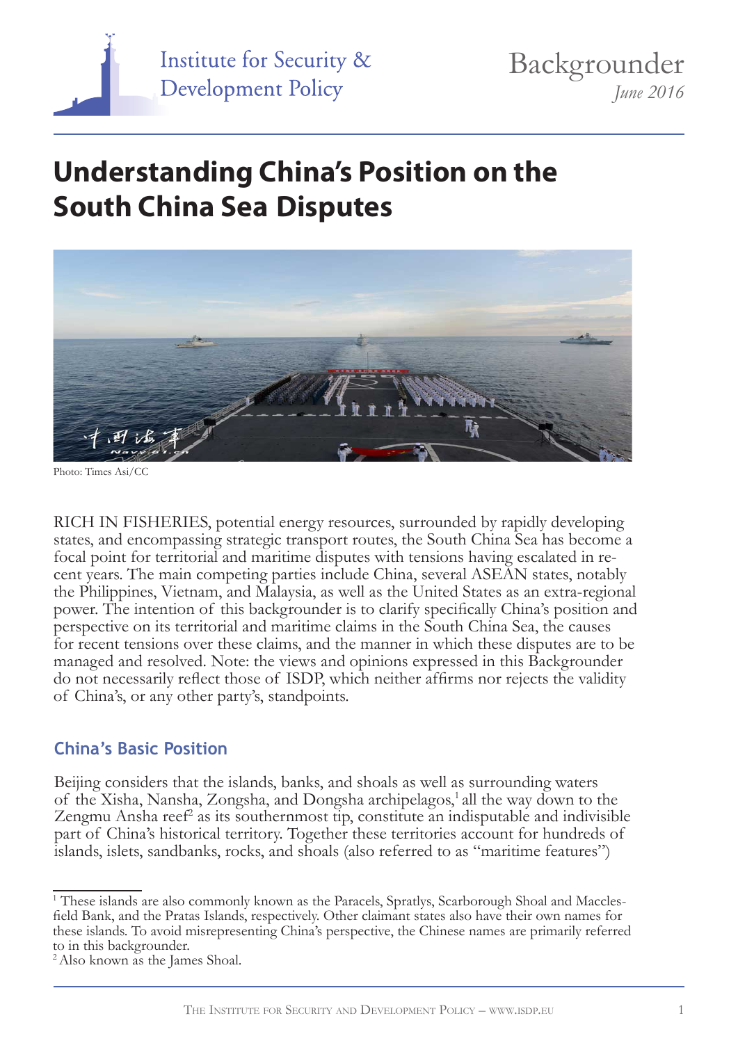Institute for Security & Development Policy

Backgrounder
*June 2016*

# Understanding China's Position on the South China Sea Disputes

Photo: Times Asi/CC

RICH IN FISHERIES, potential energy resources, surrounded by rapidly developing states, and encompassing strategic transport routes, the South China Sea has become a focal point for territorial and maritime disputes with tensions having escalated in recent years. The main competing parties include China, several ASEAN states, notably the Philippines, Vietnam, and Malaysia, as well as the United States as an extra-regional power. The intention of this backgrounder is to clarify specifically China's position and perspective on its territorial and maritime claims in the South China Sea, the causes for recent tensions over these claims, and the manner in which these disputes are to be managed and resolved. Note: the views and opinions expressed in this Backgrounder do not necessarily reflect those of ISDP, which neither affirms nor rejects the validity of China's, or any other party's, standpoints.

## China's Basic Position

Beijing considers that the islands, banks, and shoals as well as surrounding waters of the Xisha, Nansha, Zongsha, and Dongsha archipelagos,[1] all the way down to the Zengmu Ansha reef[2] as its southernmost tip, constitute an indisputable and indivisible part of China's historical territory. Together these territories account for hundreds of islands, islets, sandbanks, rocks, and shoals (also referred to as "maritime features")

---

[1] These islands are also commonly known as the Paracels, Spratlys, Scarborough Shoal and Macclesfield Bank, and the Pratas Islands, respectively. Other claimant states also have their own names for these islands. To avoid misrepresenting China's perspective, the Chinese names are primarily referred to in this backgrounder.

[2] Also known as the James Shoal.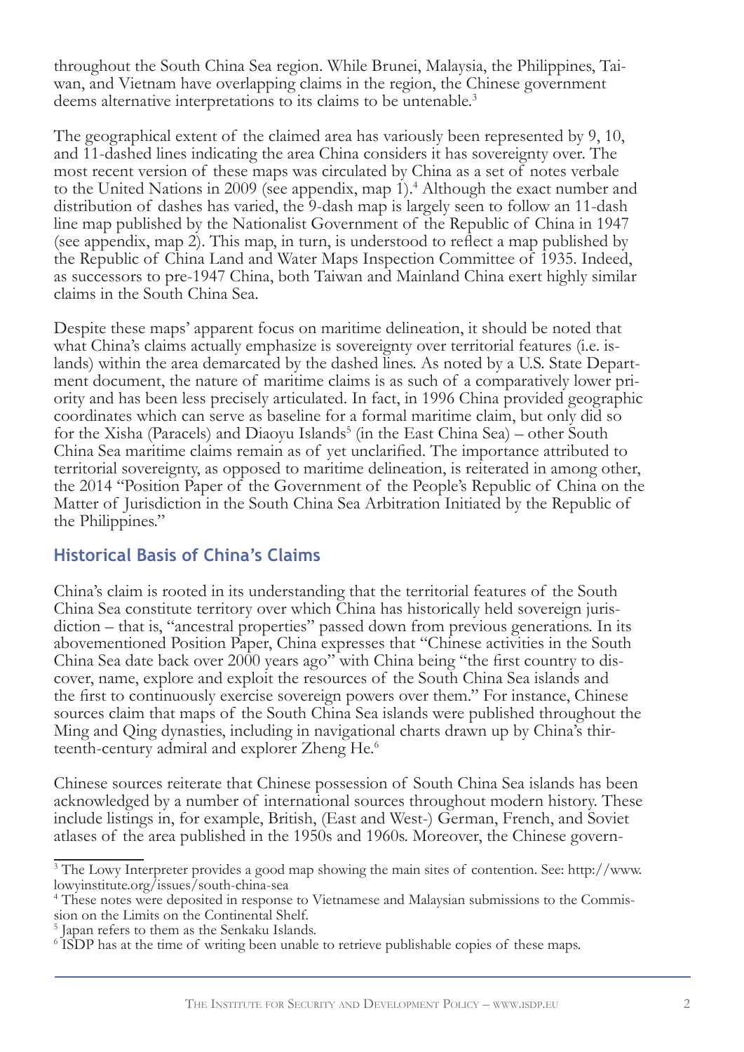throughout the South China Sea region. While Brunei, Malaysia, the Philippines, Taiwan, and Vietnam have overlapping claims in the region, the Chinese government deems alternative interpretations to its claims to be untenable.[3]

The geographical extent of the claimed area has variously been represented by 9, 10, and 11-dashed lines indicating the area China considers it has sovereignty over. The most recent version of these maps was circulated by China as a set of notes verbale to the United Nations in 2009 (see appendix, map 1).[4] Although the exact number and distribution of dashes has varied, the 9-dash map is largely seen to follow an 11-dash line map published by the Nationalist Government of the Republic of China in 1947 (see appendix, map 2). This map, in turn, is understood to reflect a map published by the Republic of China Land and Water Maps Inspection Committee of 1935. Indeed, as successors to pre-1947 China, both Taiwan and Mainland China exert highly similar claims in the South China Sea.

Despite these maps' apparent focus on maritime delineation, it should be noted that what China's claims actually emphasize is sovereignty over territorial features (i.e. islands) within the area demarcated by the dashed lines. As noted by a U.S. State Department document, the nature of maritime claims is as such of a comparatively lower priority and has been less precisely articulated. In fact, in 1996 China provided geographic coordinates which can serve as baseline for a formal maritime claim, but only did so for the Xisha (Paracels) and Diaoyu Islands[5] (in the East China Sea) – other South China Sea maritime claims remain as of yet unclarified. The importance attributed to territorial sovereignty, as opposed to maritime delineation, is reiterated in among other, the 2014 "Position Paper of the Government of the People's Republic of China on the Matter of Jurisdiction in the South China Sea Arbitration Initiated by the Republic of the Philippines."

## Historical Basis of China's Claims

China's claim is rooted in its understanding that the territorial features of the South China Sea constitute territory over which China has historically held sovereign jurisdiction – that is, "ancestral properties" passed down from previous generations. In its abovementioned Position Paper, China expresses that "Chinese activities in the South China Sea date back over 2000 years ago" with China being "the first country to discover, name, explore and exploit the resources of the South China Sea islands and the first to continuously exercise sovereign powers over them." For instance, Chinese sources claim that maps of the South China Sea islands were published throughout the Ming and Qing dynasties, including in navigational charts drawn up by China's thirteenth-century admiral and explorer Zheng He.[6]

Chinese sources reiterate that Chinese possession of South China Sea islands has been acknowledged by a number of international sources throughout modern history. These include listings in, for example, British, (East and West-) German, French, and Soviet atlases of the area published in the 1950s and 1960s. Moreover, the Chinese govern-

---

[3] The Lowy Interpreter provides a good map showing the main sites of contention. See: http://www.lowyinstitute.org/issues/south-china-sea

[4] These notes were deposited in response to Vietnamese and Malaysian submissions to the Commission on the Limits on the Continental Shelf.

[5] Japan refers to them as the Senkaku Islands.

[6] ISDP has at the time of writing been unable to retrieve publishable copies of these maps.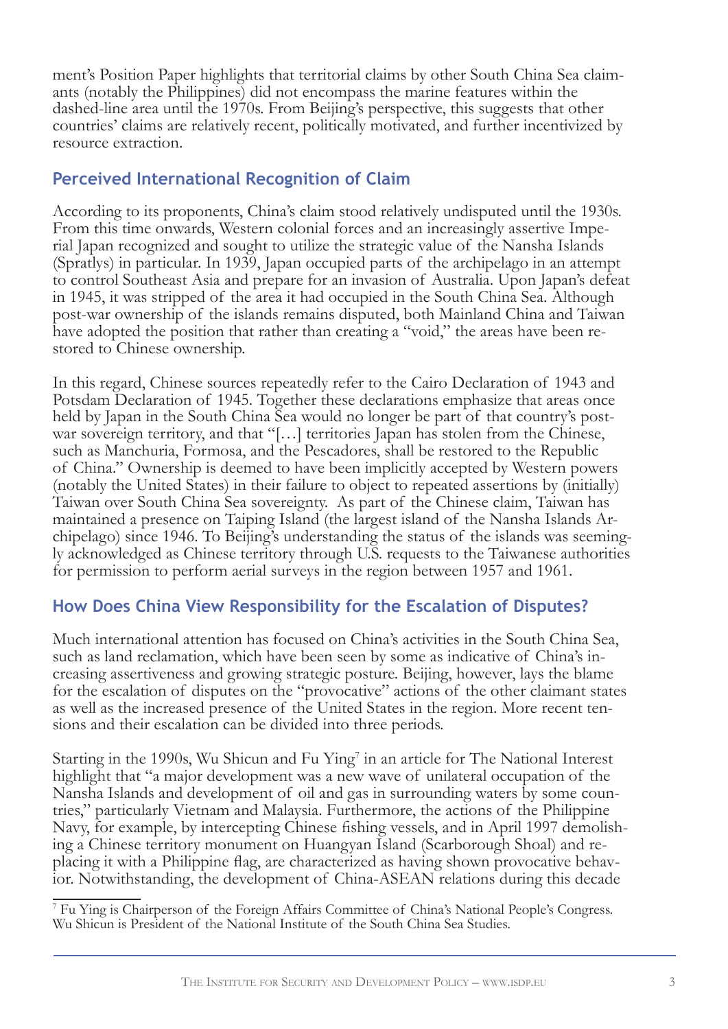ment's Position Paper highlights that territorial claims by other South China Sea claimants (notably the Philippines) did not encompass the marine features within the dashed-line area until the 1970s. From Beijing's perspective, this suggests that other countries' claims are relatively recent, politically motivated, and further incentivized by resource extraction.

## Perceived International Recognition of Claim

According to its proponents, China's claim stood relatively undisputed until the 1930s. From this time onwards, Western colonial forces and an increasingly assertive Imperial Japan recognized and sought to utilize the strategic value of the Nansha Islands (Spratlys) in particular. In 1939, Japan occupied parts of the archipelago in an attempt to control Southeast Asia and prepare for an invasion of Australia. Upon Japan's defeat in 1945, it was stripped of the area it had occupied in the South China Sea. Although post-war ownership of the islands remains disputed, both Mainland China and Taiwan have adopted the position that rather than creating a "void," the areas have been restored to Chinese ownership.

In this regard, Chinese sources repeatedly refer to the Cairo Declaration of 1943 and Potsdam Declaration of 1945. Together these declarations emphasize that areas once held by Japan in the South China Sea would no longer be part of that country's postwar sovereign territory, and that "[…] territories Japan has stolen from the Chinese, such as Manchuria, Formosa, and the Pescadores, shall be restored to the Republic of China." Ownership is deemed to have been implicitly accepted by Western powers (notably the United States) in their failure to object to repeated assertions by (initially) Taiwan over South China Sea sovereignty. As part of the Chinese claim, Taiwan has maintained a presence on Taiping Island (the largest island of the Nansha Islands Archipelago) since 1946. To Beijing's understanding the status of the islands was seemingly acknowledged as Chinese territory through U.S. requests to the Taiwanese authorities for permission to perform aerial surveys in the region between 1957 and 1961.

## How Does China View Responsibility for the Escalation of Disputes?

Much international attention has focused on China's activities in the South China Sea, such as land reclamation, which have been seen by some as indicative of China's increasing assertiveness and growing strategic posture. Beijing, however, lays the blame for the escalation of disputes on the "provocative" actions of the other claimant states as well as the increased presence of the United States in the region. More recent tensions and their escalation can be divided into three periods.

Starting in the 1990s, Wu Shicun and Fu Ying[7] in an article for The National Interest highlight that "a major development was a new wave of unilateral occupation of the Nansha Islands and development of oil and gas in surrounding waters by some countries," particularly Vietnam and Malaysia. Furthermore, the actions of the Philippine Navy, for example, by intercepting Chinese fishing vessels, and in April 1997 demolishing a Chinese territory monument on Huangyan Island (Scarborough Shoal) and replacing it with a Philippine flag, are characterized as having shown provocative behavior. Notwithstanding, the development of China-ASEAN relations during this decade

[7] Fu Ying is Chairperson of the Foreign Affairs Committee of China's National People's Congress. Wu Shicun is President of the National Institute of the South China Sea Studies.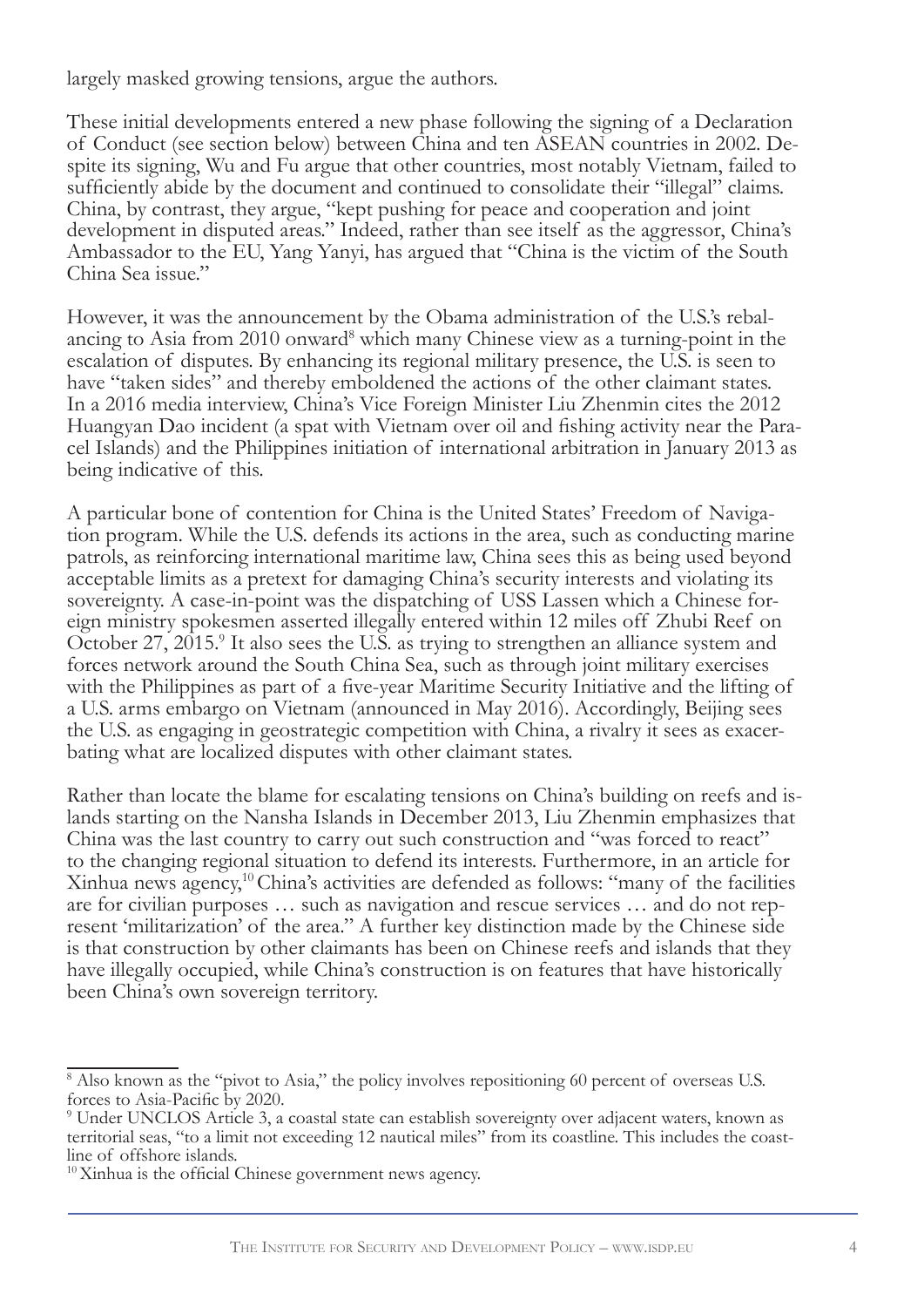largely masked growing tensions, argue the authors.

These initial developments entered a new phase following the signing of a Declaration of Conduct (see section below) between China and ten ASEAN countries in 2002. Despite its signing, Wu and Fu argue that other countries, most notably Vietnam, failed to sufficiently abide by the document and continued to consolidate their "illegal" claims. China, by contrast, they argue, "kept pushing for peace and cooperation and joint development in disputed areas." Indeed, rather than see itself as the aggressor, China's Ambassador to the EU, Yang Yanyi, has argued that "China is the victim of the South China Sea issue."

However, it was the announcement by the Obama administration of the U.S.'s rebalancing to Asia from 2010 onward[8] which many Chinese view as a turning-point in the escalation of disputes. By enhancing its regional military presence, the U.S. is seen to have "taken sides" and thereby emboldened the actions of the other claimant states. In a 2016 media interview, China's Vice Foreign Minister Liu Zhenmin cites the 2012 Huangyan Dao incident (a spat with Vietnam over oil and fishing activity near the Paracel Islands) and the Philippines initiation of international arbitration in January 2013 as being indicative of this.

A particular bone of contention for China is the United States' Freedom of Navigation program. While the U.S. defends its actions in the area, such as conducting marine patrols, as reinforcing international maritime law, China sees this as being used beyond acceptable limits as a pretext for damaging China's security interests and violating its sovereignty. A case-in-point was the dispatching of USS Lassen which a Chinese foreign ministry spokesmen asserted illegally entered within 12 miles off Zhubi Reef on October 27, 2015.[9] It also sees the U.S. as trying to strengthen an alliance system and forces network around the South China Sea, such as through joint military exercises with the Philippines as part of a five-year Maritime Security Initiative and the lifting of a U.S. arms embargo on Vietnam (announced in May 2016). Accordingly, Beijing sees the U.S. as engaging in geostrategic competition with China, a rivalry it sees as exacerbating what are localized disputes with other claimant states.

Rather than locate the blame for escalating tensions on China's building on reefs and islands starting on the Nansha Islands in December 2013, Liu Zhenmin emphasizes that China was the last country to carry out such construction and "was forced to react" to the changing regional situation to defend its interests. Furthermore, in an article for Xinhua news agency,[10] China's activities are defended as follows: "many of the facilities are for civilian purposes … such as navigation and rescue services … and do not represent 'militarization' of the area." A further key distinction made by the Chinese side is that construction by other claimants has been on Chinese reefs and islands that they have illegally occupied, while China's construction is on features that have historically been China's own sovereign territory.

---

[8] Also known as the "pivot to Asia," the policy involves repositioning 60 percent of overseas U.S. forces to Asia-Pacific by 2020.

[9] Under UNCLOS Article 3, a coastal state can establish sovereignty over adjacent waters, known as territorial seas, "to a limit not exceeding 12 nautical miles" from its coastline. This includes the coastline of offshore islands.

[10] Xinhua is the official Chinese government news agency.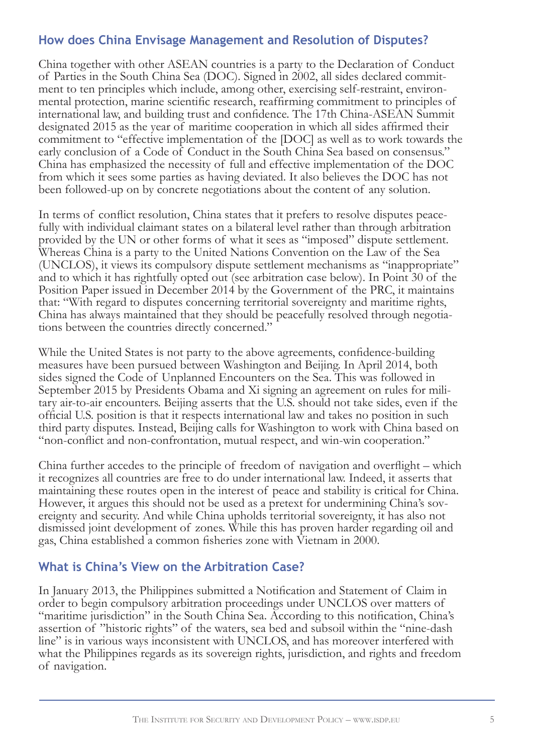## How does China Envisage Management and Resolution of Disputes?

China together with other ASEAN countries is a party to the Declaration of Conduct of Parties in the South China Sea (DOC). Signed in 2002, all sides declared commitment to ten principles which include, among other, exercising self-restraint, environmental protection, marine scientific research, reaffirming commitment to principles of international law, and building trust and confidence. The 17th China-ASEAN Summit designated 2015 as the year of maritime cooperation in which all sides affirmed their commitment to "effective implementation of the [DOC] as well as to work towards the early conclusion of a Code of Conduct in the South China Sea based on consensus." China has emphasized the necessity of full and effective implementation of the DOC from which it sees some parties as having deviated. It also believes the DOC has not been followed-up on by concrete negotiations about the content of any solution.

In terms of conflict resolution, China states that it prefers to resolve disputes peacefully with individual claimant states on a bilateral level rather than through arbitration provided by the UN or other forms of what it sees as "imposed" dispute settlement. Whereas China is a party to the United Nations Convention on the Law of the Sea (UNCLOS), it views its compulsory dispute settlement mechanisms as "inappropriate" and to which it has rightfully opted out (see arbitration case below). In Point 30 of the Position Paper issued in December 2014 by the Government of the PRC, it maintains that: "With regard to disputes concerning territorial sovereignty and maritime rights, China has always maintained that they should be peacefully resolved through negotiations between the countries directly concerned."

While the United States is not party to the above agreements, confidence-building measures have been pursued between Washington and Beijing. In April 2014, both sides signed the Code of Unplanned Encounters on the Sea. This was followed in September 2015 by Presidents Obama and Xi signing an agreement on rules for military air-to-air encounters. Beijing asserts that the U.S. should not take sides, even if the official U.S. position is that it respects international law and takes no position in such third party disputes. Instead, Beijing calls for Washington to work with China based on "non-conflict and non-confrontation, mutual respect, and win-win cooperation."

China further accedes to the principle of freedom of navigation and overflight – which it recognizes all countries are free to do under international law. Indeed, it asserts that maintaining these routes open in the interest of peace and stability is critical for China. However, it argues this should not be used as a pretext for undermining China's sovereignty and security. And while China upholds territorial sovereignty, it has also not dismissed joint development of zones. While this has proven harder regarding oil and gas, China established a common fisheries zone with Vietnam in 2000.

## What is China's View on the Arbitration Case?

In January 2013, the Philippines submitted a Notification and Statement of Claim in order to begin compulsory arbitration proceedings under UNCLOS over matters of "maritime jurisdiction" in the South China Sea. According to this notification, China's assertion of "historic rights" of the waters, sea bed and subsoil within the "nine-dash line" is in various ways inconsistent with UNCLOS, and has moreover interfered with what the Philippines regards as its sovereign rights, jurisdiction, and rights and freedom of navigation.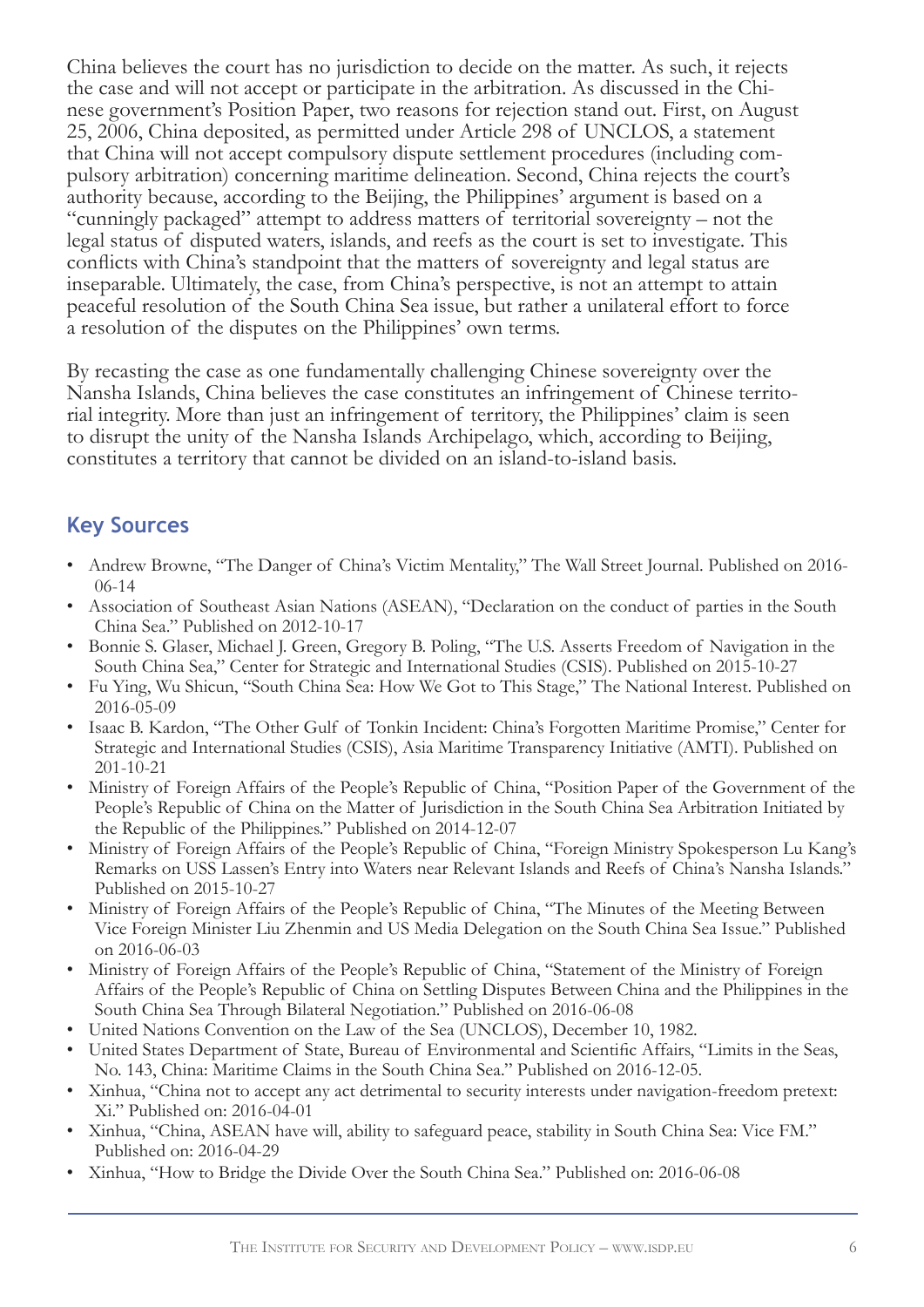China believes the court has no jurisdiction to decide on the matter. As such, it rejects the case and will not accept or participate in the arbitration. As discussed in the Chinese government's Position Paper, two reasons for rejection stand out. First, on August 25, 2006, China deposited, as permitted under Article 298 of UNCLOS, a statement that China will not accept compulsory dispute settlement procedures (including compulsory arbitration) concerning maritime delineation. Second, China rejects the court's authority because, according to the Beijing, the Philippines' argument is based on a "cunningly packaged" attempt to address matters of territorial sovereignty – not the legal status of disputed waters, islands, and reefs as the court is set to investigate. This conflicts with China's standpoint that the matters of sovereignty and legal status are inseparable. Ultimately, the case, from China's perspective, is not an attempt to attain peaceful resolution of the South China Sea issue, but rather a unilateral effort to force a resolution of the disputes on the Philippines' own terms.

By recasting the case as one fundamentally challenging Chinese sovereignty over the Nansha Islands, China believes the case constitutes an infringement of Chinese territorial integrity. More than just an infringement of territory, the Philippines' claim is seen to disrupt the unity of the Nansha Islands Archipelago, which, according to Beijing, constitutes a territory that cannot be divided on an island-to-island basis.

## Key Sources

- Andrew Browne, "The Danger of China's Victim Mentality," The Wall Street Journal. Published on 2016-06-14
- Association of Southeast Asian Nations (ASEAN), "Declaration on the conduct of parties in the South China Sea." Published on 2012-10-17
- Bonnie S. Glaser, Michael J. Green, Gregory B. Poling, "The U.S. Asserts Freedom of Navigation in the South China Sea," Center for Strategic and International Studies (CSIS). Published on 2015-10-27
- Fu Ying, Wu Shicun, "South China Sea: How We Got to This Stage," The National Interest. Published on 2016-05-09
- Isaac B. Kardon, "The Other Gulf of Tonkin Incident: China's Forgotten Maritime Promise," Center for Strategic and International Studies (CSIS), Asia Maritime Transparency Initiative (AMTI). Published on 201-10-21
- Ministry of Foreign Affairs of the People's Republic of China, "Position Paper of the Government of the People's Republic of China on the Matter of Jurisdiction in the South China Sea Arbitration Initiated by the Republic of the Philippines." Published on 2014-12-07
- Ministry of Foreign Affairs of the People's Republic of China, "Foreign Ministry Spokesperson Lu Kang's Remarks on USS Lassen's Entry into Waters near Relevant Islands and Reefs of China's Nansha Islands." Published on 2015-10-27
- Ministry of Foreign Affairs of the People's Republic of China, "The Minutes of the Meeting Between Vice Foreign Minister Liu Zhenmin and US Media Delegation on the South China Sea Issue." Published on 2016-06-03
- Ministry of Foreign Affairs of the People's Republic of China, "Statement of the Ministry of Foreign Affairs of the People's Republic of China on Settling Disputes Between China and the Philippines in the South China Sea Through Bilateral Negotiation." Published on 2016-06-08
- United Nations Convention on the Law of the Sea (UNCLOS), December 10, 1982.
- United States Department of State, Bureau of Environmental and Scientific Affairs, "Limits in the Seas, No. 143, China: Maritime Claims in the South China Sea." Published on 2016-12-05.
- Xinhua, "China not to accept any act detrimental to security interests under navigation-freedom pretext: Xi." Published on: 2016-04-01
- Xinhua, "China, ASEAN have will, ability to safeguard peace, stability in South China Sea: Vice FM." Published on: 2016-04-29
- Xinhua, "How to Bridge the Divide Over the South China Sea." Published on: 2016-06-08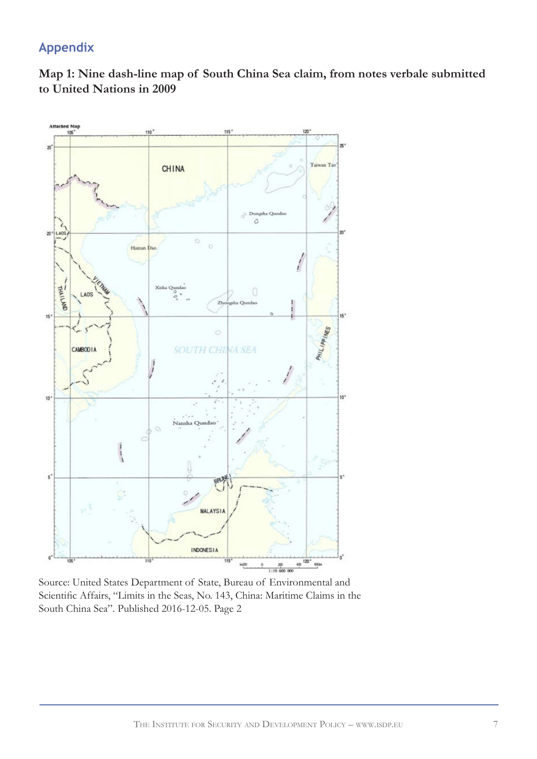## Appendix

**Map 1: Nine dash-line map of South China Sea claim, from notes verbale submitted to United Nations in 2009**

Source: United States Department of State, Bureau of Environmental and Scientific Affairs, "Limits in the Seas, No. 143, China: Maritime Claims in the South China Sea". Published 2016-12-05. Page 2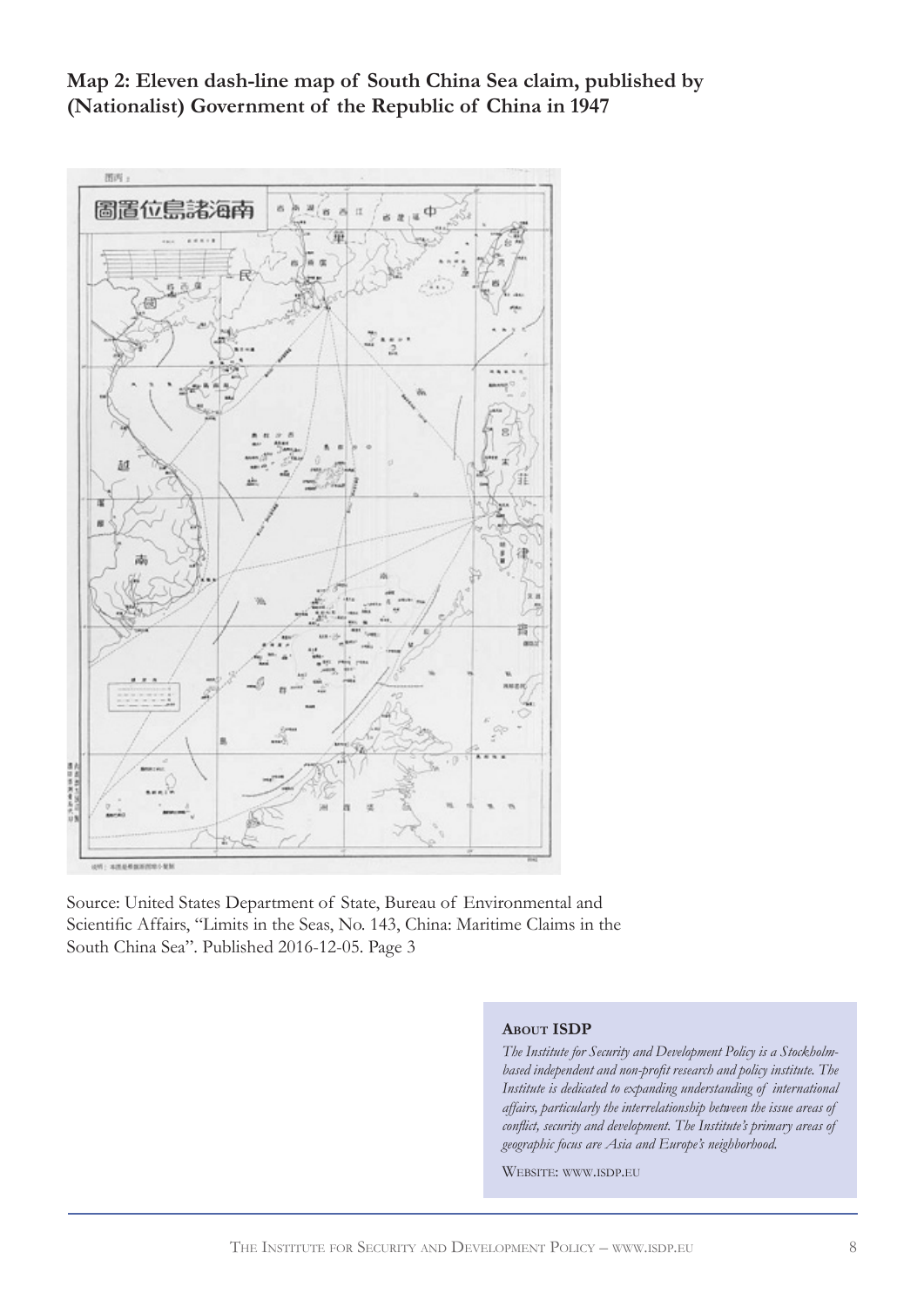**Map 2: Eleven dash-line map of South China Sea claim, published by (Nationalist) Government of the Republic of China in 1947**

Source: United States Department of State, Bureau of Environmental and Scientific Affairs, "Limits in the Seas, No. 143, China: Maritime Claims in the South China Sea". Published 2016-12-05. Page 3

**About ISDP**

*The Institute for Security and Development Policy is a Stockholm-based independent and non-profit research and policy institute. The Institute is dedicated to expanding understanding of international affairs, particularly the interrelationship between the issue areas of conflict, security and development. The Institute's primary areas of geographic focus are Asia and Europe's neighborhood.*

Website: www.isdp.eu